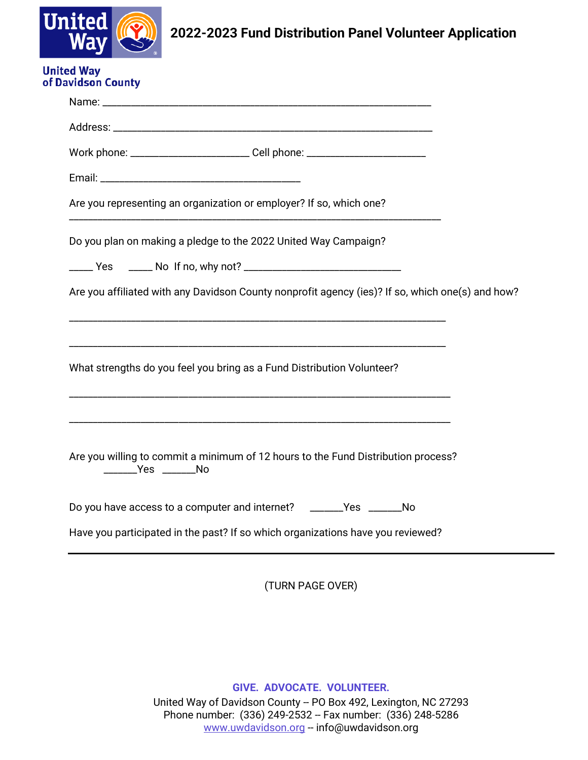United Way of Davidson County

# 2022-2023 Fund Distribution Panel Volunteer Application

Name: ___________________________________________________________

Address: _________________________________________________________

Work phone: _____________________ Cell phone: _____________________

Email: ____________________________________

Are you representing an organization or employer? If so, which one?

___________________________________________________________________

Do you plan on making a pledge to the 2022 United Way Campaign?

_____ Yes _____ No If no, why not? ____________________________

Are you affiliated with any Davidson County nonprofit agency (ies)? If so, which one(s) and how?

___________________________________________________________________

___________________________________________________________________

What strengths do you feel you bring as a Fund Distribution Volunteer?

___________________________________________________________________

___________________________________________________________________

Are you willing to commit a minimum of 12 hours to the Fund Distribution process?
_______Yes _______No

Do you have access to a computer and internet? _______Yes _______No

Have you participated in the past? If so which organizations have you reviewed?

___________________________________________________________________

(TURN PAGE OVER)

**GIVE. ADVOCATE. VOLUNTEER.**

United Way of Davidson County -- PO Box 492, Lexington, NC 27293
Phone number: (336) 249-2532 -- Fax number: (336) 248-5286
www.uwdavidson.org -- info@uwdavidson.org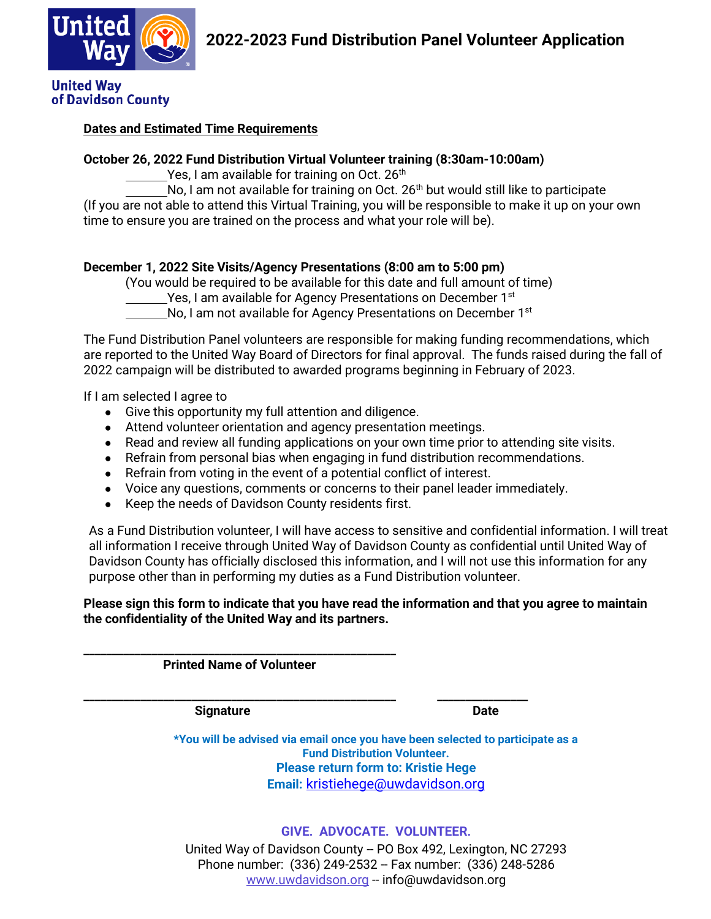United Way of Davidson County

# 2022-2023 Fund Distribution Panel Volunteer Application

**Dates and Estimated Time Requirements**

**October 26, 2022 Fund Distribution Virtual Volunteer training (8:30am-10:00am)**

_______Yes, I am available for training on Oct. 26th

_______No, I am not available for training on Oct. 26th but would still like to participate

(If you are not able to attend this Virtual Training, you will be responsible to make it up on your own time to ensure you are trained on the process and what your role will be).

**December 1, 2022 Site Visits/Agency Presentations (8:00 am to 5:00 pm)**

(You would be required to be available for this date and full amount of time)

_______Yes, I am available for Agency Presentations on December 1st

_______No, I am not available for Agency Presentations on December 1st

The Fund Distribution Panel volunteers are responsible for making funding recommendations, which are reported to the United Way Board of Directors for final approval. The funds raised during the fall of 2022 campaign will be distributed to awarded programs beginning in February of 2023.

If I am selected I agree to

- Give this opportunity my full attention and diligence.
- Attend volunteer orientation and agency presentation meetings.
- Read and review all funding applications on your own time prior to attending site visits.
- Refrain from personal bias when engaging in fund distribution recommendations.
- Refrain from voting in the event of a potential conflict of interest.
- Voice any questions, comments or concerns to their panel leader immediately.
- Keep the needs of Davidson County residents first.

As a Fund Distribution volunteer, I will have access to sensitive and confidential information. I will treat all information I receive through United Way of Davidson County as confidential until United Way of Davidson County has officially disclosed this information, and I will not use this information for any purpose other than in performing my duties as a Fund Distribution volunteer.

**Please sign this form to indicate that you have read the information and that you agree to maintain the confidentiality of the United Way and its partners.**

______________________________________________
**Printed Name of Volunteer**

______________________________________________ ______________
**Signature** **Date**

**\*You will be advised via email once you have been selected to participate as a Fund Distribution Volunteer.**

**Please return form to: Kristie Hege**

**Email:** kristiehege@uwdavidson.org

**GIVE. ADVOCATE. VOLUNTEER.**

United Way of Davidson County -- PO Box 492, Lexington, NC 27293

Phone number: (336) 249-2532 -- Fax number: (336) 248-5286

www.uwdavidson.org -- info@uwdavidson.org